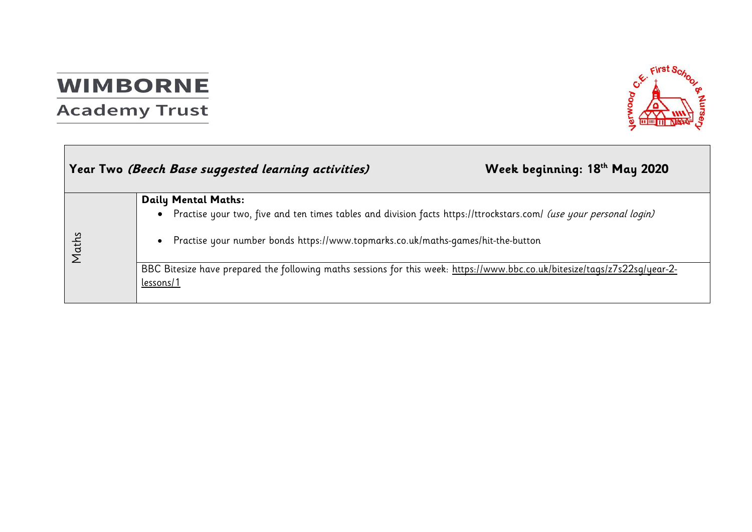WIMBORNE Academy Trust

Verwood C.E. First School & Nursery

| **Year Two** ***(Beech Base suggested learning activities)*** | **Week beginning: 18th May 2020** |
|---|---|
| Maths | **Daily Mental Maths:**<br>• Practise your two, five and ten times tables and division facts https://ttrockstars.com/ *(use your personal login)*<br>• Practise your number bonds https://www.topmarks.co.uk/maths-games/hit-the-button |
| | BBC Bitesize have prepared the following maths sessions for this week: https://www.bbc.co.uk/bitesize/tags/z7s22sg/year-2-lessons/1 |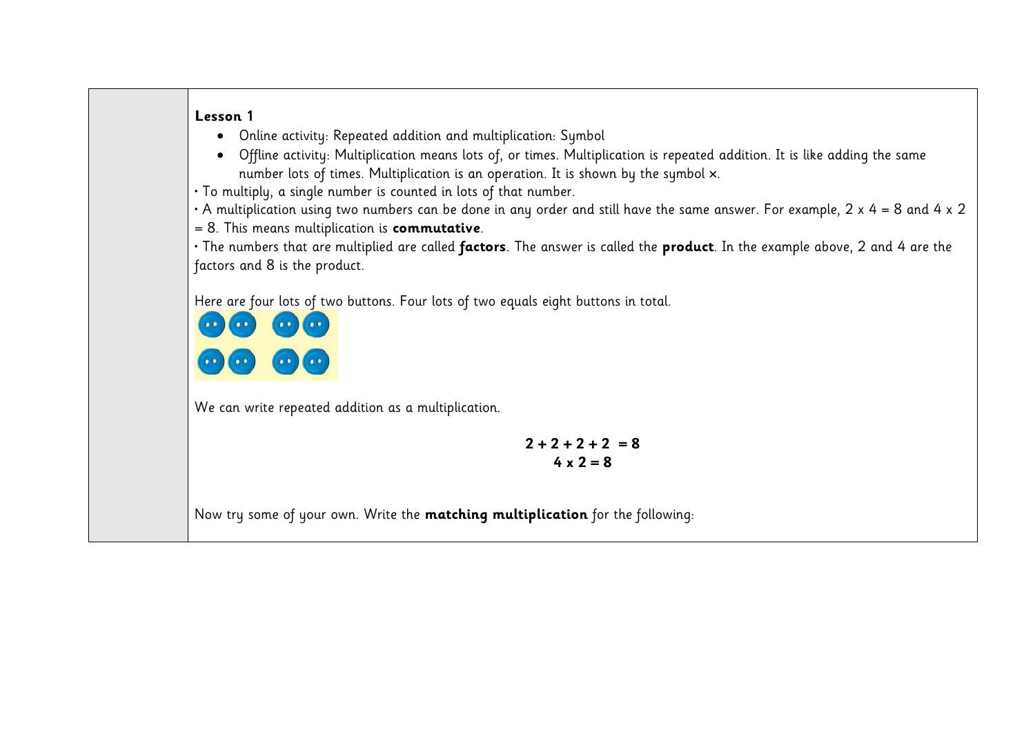**Lesson 1**

- Online activity: Repeated addition and multiplication: Symbol
- Offline activity: Multiplication means lots of, or times. Multiplication is repeated addition. It is like adding the same number lots of times. Multiplication is an operation. It is shown by the symbol ×.

• To multiply, a single number is counted in lots of that number.

• A multiplication using two numbers can be done in any order and still have the same answer. For example, 2 x 4 = 8 and 4 x 2 = 8. This means multiplication is **commutative**.

• The numbers that are multiplied are called **factors**. The answer is called the **product**. In the example above, 2 and 4 are the factors and 8 is the product.

Here are four lots of two buttons. Four lots of two equals eight buttons in total.

We can write repeated addition as a multiplication.

$$2 + 2 + 2 + 2 = 8$$
$$4 \times 2 = 8$$

Now try some of your own. Write the **matching multiplication** for the following: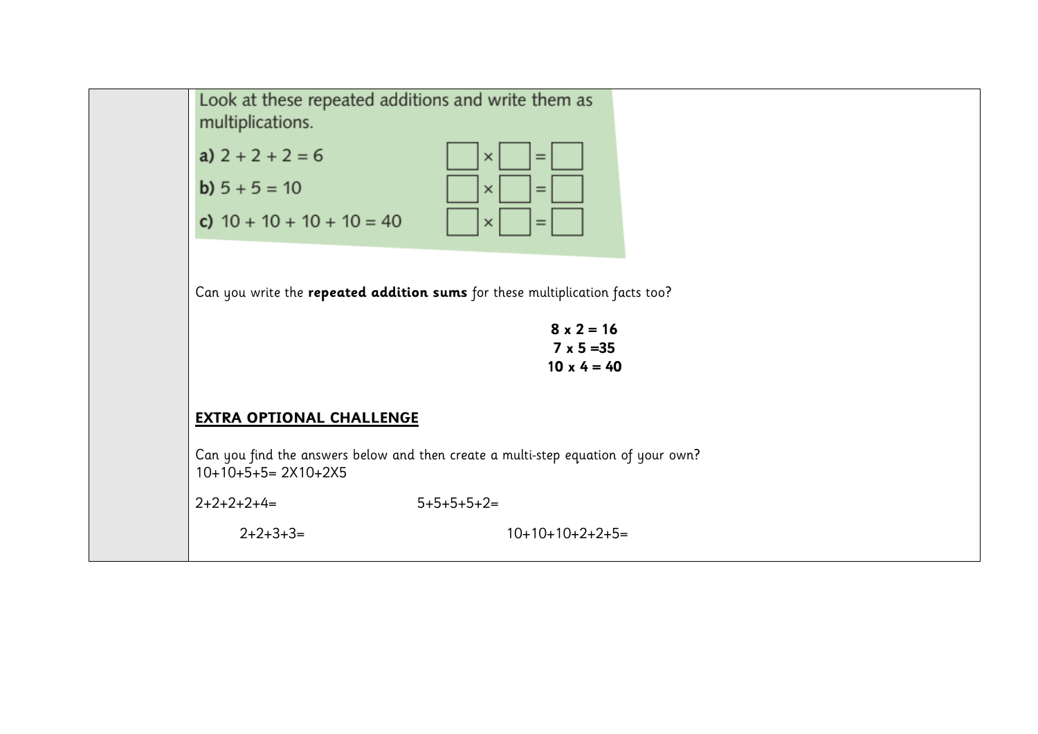Look at these repeated additions and write them as multiplications.

a) $2 + 2 + 2 = 6$ $\square \times \square = \square$

b) $5 + 5 = 10$ $\square \times \square = \square$

c) $10 + 10 + 10 + 10 = 40$ $\square \times \square = \square$

Can you write the **repeated addition sums** for these multiplication facts too?

**8 x 2 = 16**
**7 x 5 =35**
**10 x 4 = 40**

**EXTRA OPTIONAL CHALLENGE**

Can you find the answers below and then create a multi-step equation of your own?
10+10+5+5= 2X10+2X5

2+2+2+4=

5+5+5+5+2=

2+2+3+3=

10+10+10+2+2+5=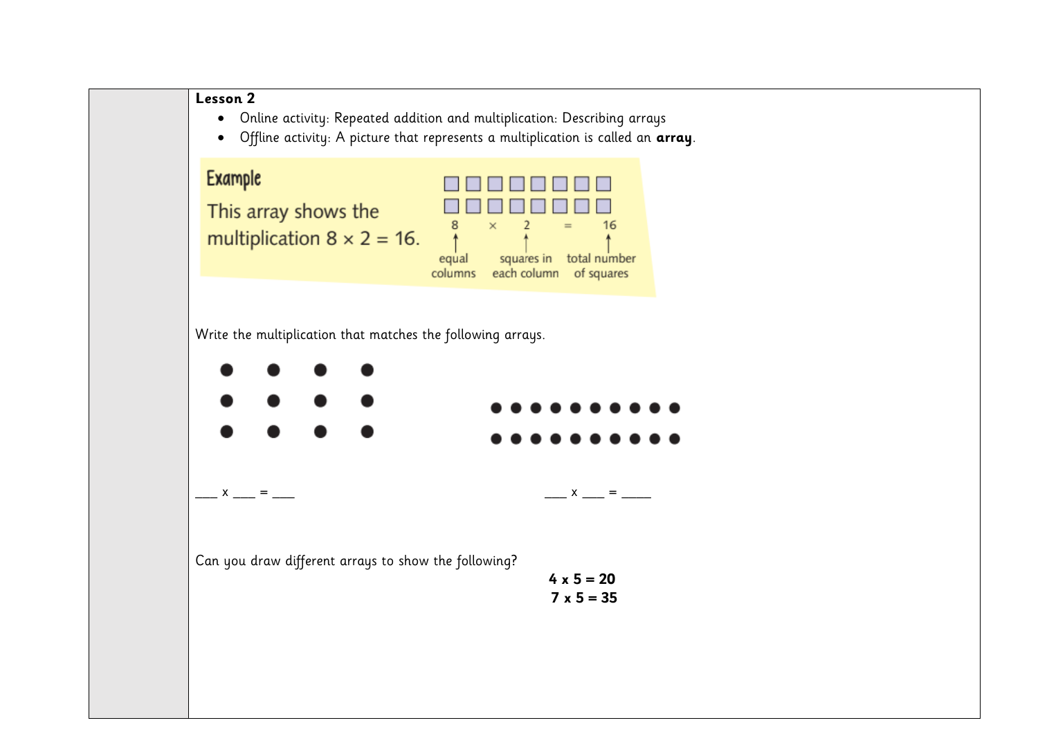**Lesson 2**

- Online activity: Repeated addition and multiplication: Describing arrays
- Offline activity: A picture that represents a multiplication is called an **array**.

**Example**

This array shows the multiplication $8 \times 2 = 16$.

8 × 2 = 16

8 → equal columns

2 → squares in each column

16 → total number of squares

Write the multiplication that matches the following arrays.

___ x ___ = ___

___ x ___ = ____

Can you draw different arrays to show the following?

**4 x 5 = 20**

**7 x 5 = 35**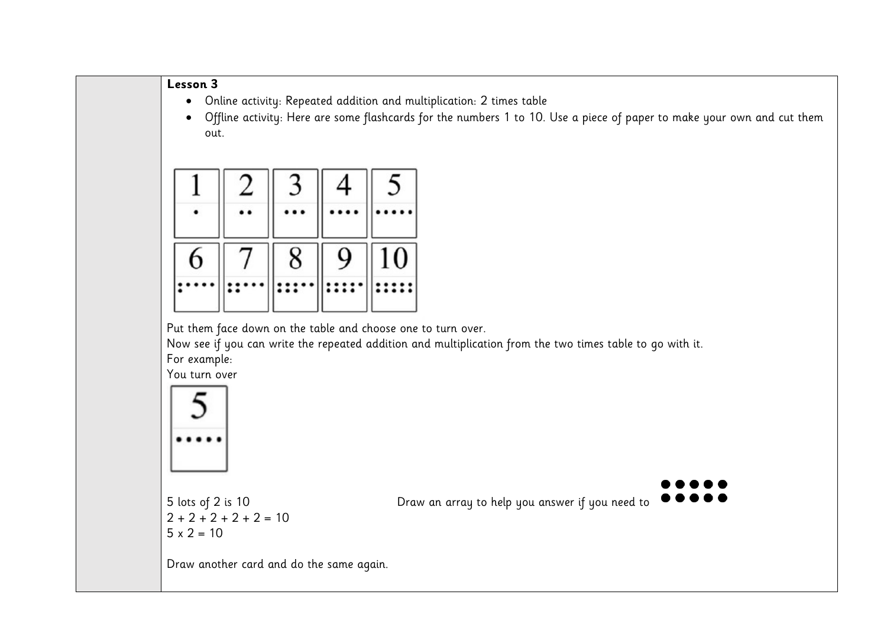**Lesson 3**

- Online activity: Repeated addition and multiplication: 2 times table
- Offline activity: Here are some flashcards for the numbers 1 to 10. Use a piece of paper to make your own and cut them out.

Put them face down on the table and choose one to turn over.
Now see if you can write the repeated addition and multiplication from the two times table to go with it.
For example:
You turn over

5 lots of 2 is 10
2 + 2 + 2 + 2 + 2 = 10
5 x 2 = 10

Draw an array to help you answer if you need to

Draw another card and do the same again.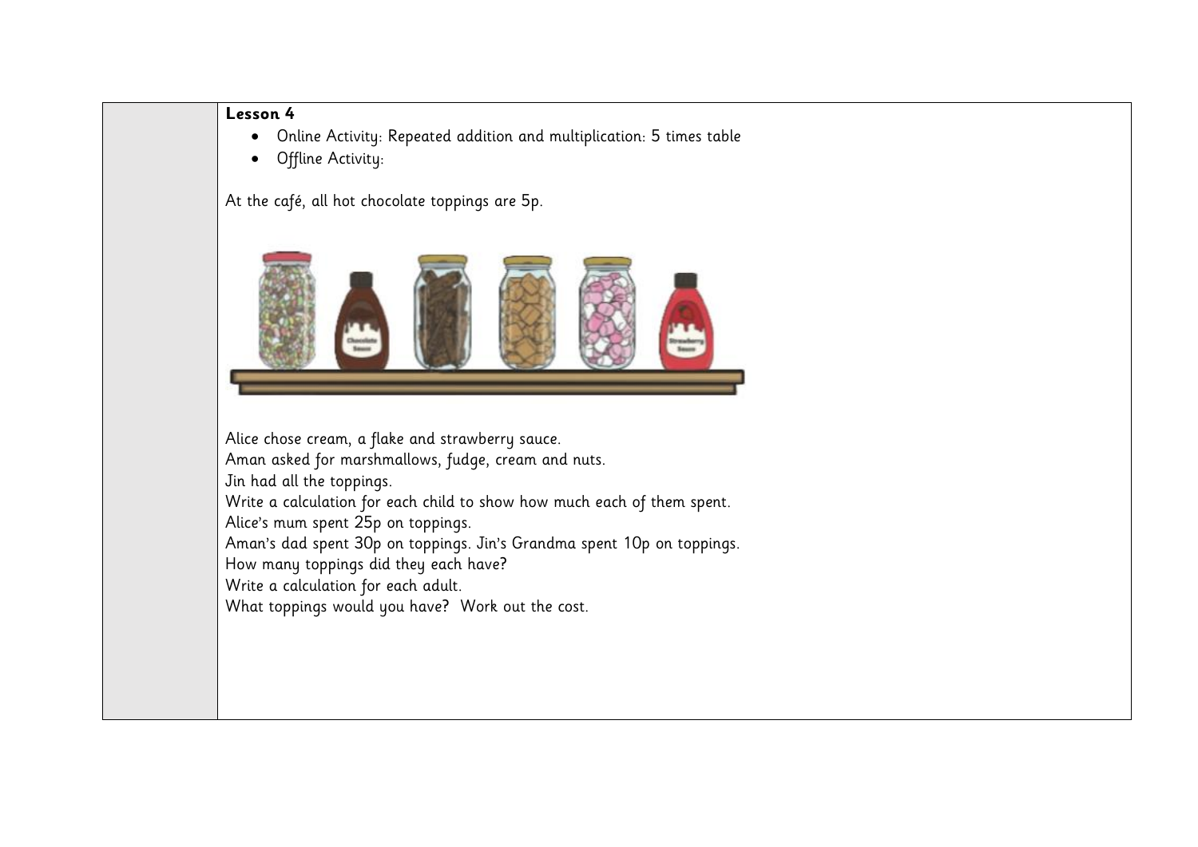**Lesson 4**

- Online Activity: Repeated addition and multiplication: 5 times table
- Offline Activity:

At the café, all hot chocolate toppings are 5p.

Alice chose cream, a flake and strawberry sauce.
Aman asked for marshmallows, fudge, cream and nuts.
Jin had all the toppings.
Write a calculation for each child to show how much each of them spent.
Alice's mum spent 25p on toppings.
Aman's dad spent 30p on toppings. Jin's Grandma spent 10p on toppings.
How many toppings did they each have?
Write a calculation for each adult.
What toppings would you have? Work out the cost.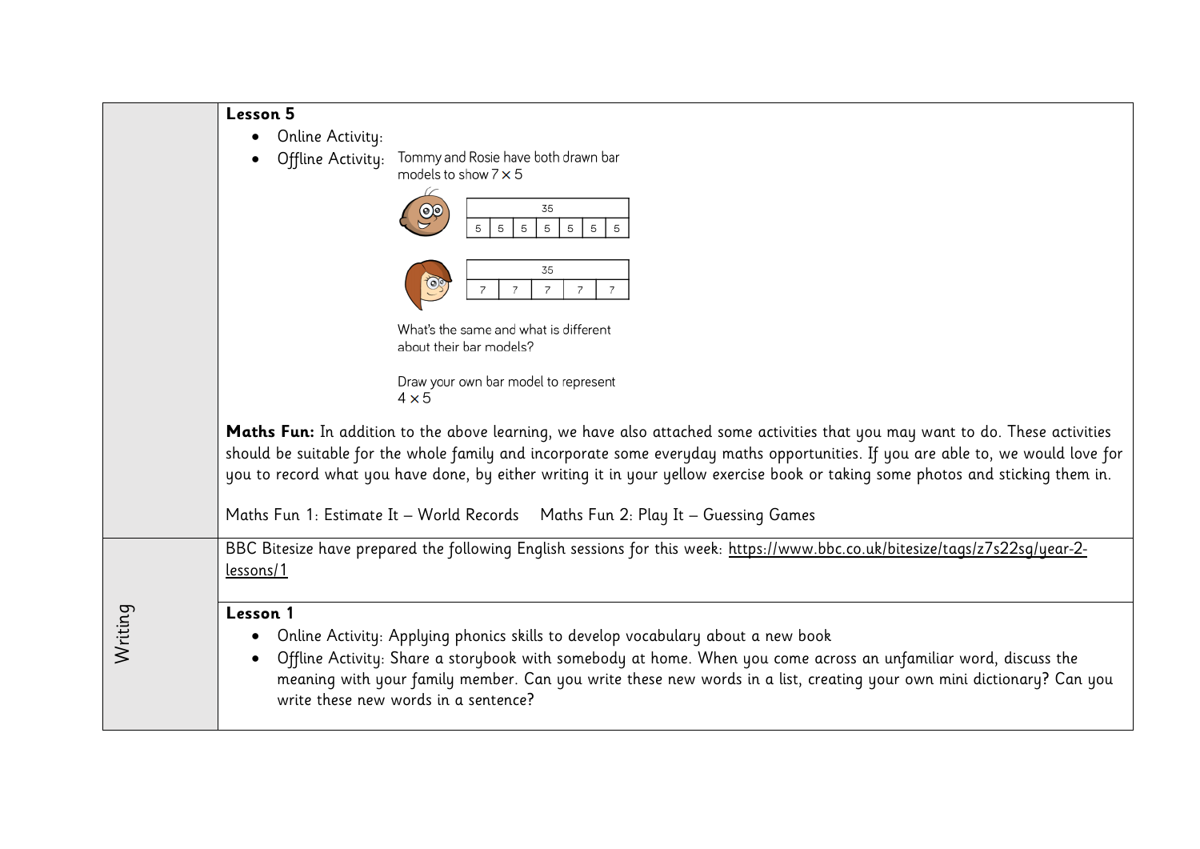| | |
|---|---|
| | **Lesson 5**<br>• Online Activity:<br>• Offline Activity: Tommy and Rosie have both drawn bar models to show $7 \times 5$<br><br>Tommy: 35 — 5 \| 5 \| 5 \| 5 \| 5 \| 5 \| 5<br>Rosie: 35 — 7 \| 7 \| 7 \| 7 \| 7<br><br>What's the same and what is different about their bar models?<br><br>Draw your own bar model to represent $4 \times 5$<br><br>**Maths Fun:** In addition to the above learning, we have also attached some activities that you may want to do. These activities should be suitable for the whole family and incorporate some everyday maths opportunities. If you are able to, we would love for you to record what you have done, by either writing it in your yellow exercise book or taking some photos and sticking them in.<br><br>Maths Fun 1: Estimate It – World Records Maths Fun 2: Play It – Guessing Games |
| Writing | BBC Bitesize have prepared the following English sessions for this week: https://www.bbc.co.uk/bitesize/tags/z7s22sg/year-2-lessons/1 |
| | **Lesson 1**<br>• Online Activity: Applying phonics skills to develop vocabulary about a new book<br>• Offline Activity: Share a storybook with somebody at home. When you come across an unfamiliar word, discuss the meaning with your family member. Can you write these new words in a list, creating your own mini dictionary? Can you write these new words in a sentence? |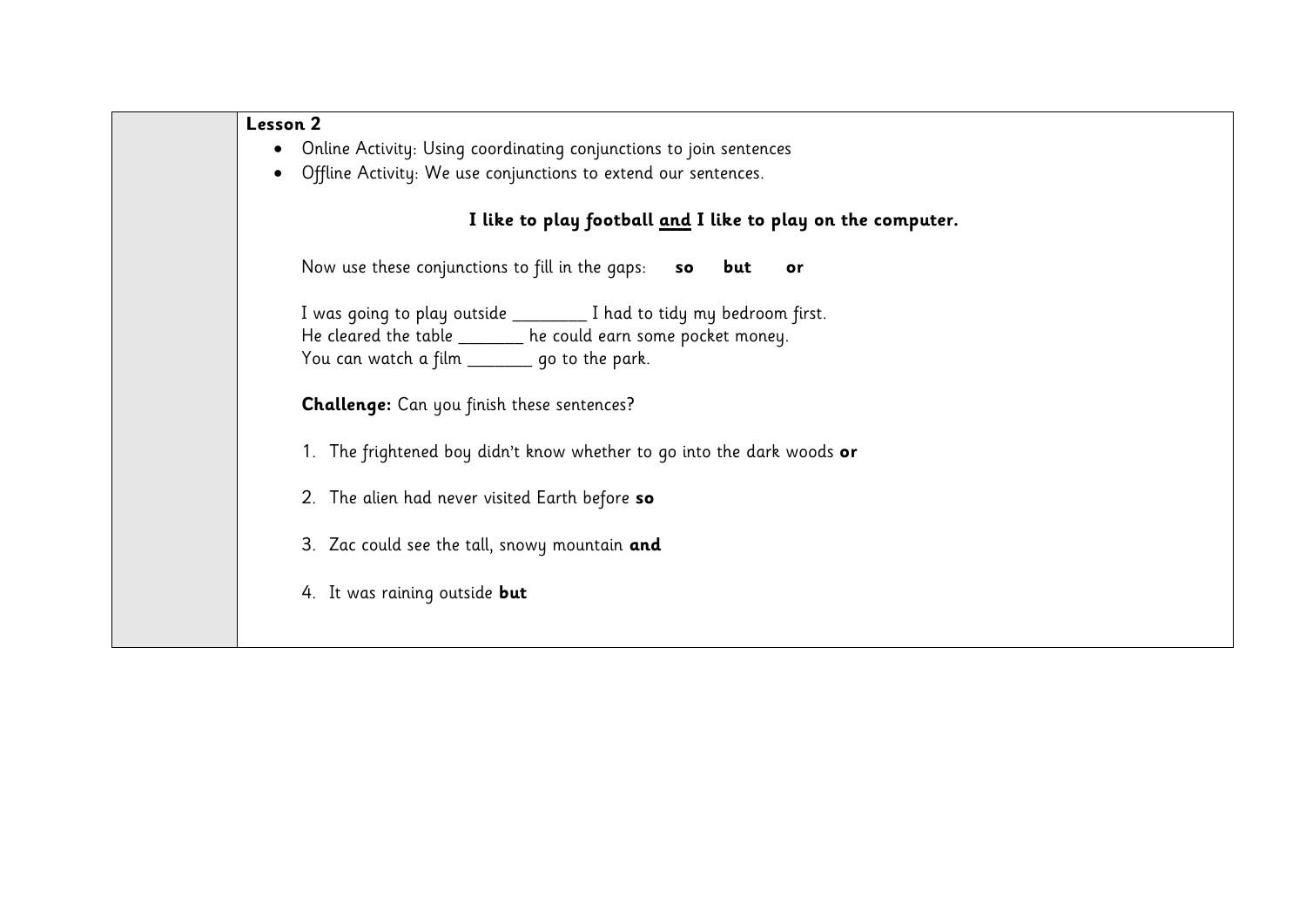**Lesson 2**

- Online Activity: Using coordinating conjunctions to join sentences
- Offline Activity: We use conjunctions to extend our sentences.

**I like to play football <u>and</u> I like to play on the computer.**

Now use these conjunctions to fill in the gaps: **so** **but** **or**

I was going to play outside ________ I had to tidy my bedroom first.
He cleared the table _______ he could earn some pocket money.
You can watch a film _______ go to the park.

**Challenge:** Can you finish these sentences?

1. The frightened boy didn't know whether to go into the dark woods **or**
2. The alien had never visited Earth before **so**
3. Zac could see the tall, snowy mountain **and**
4. It was raining outside **but**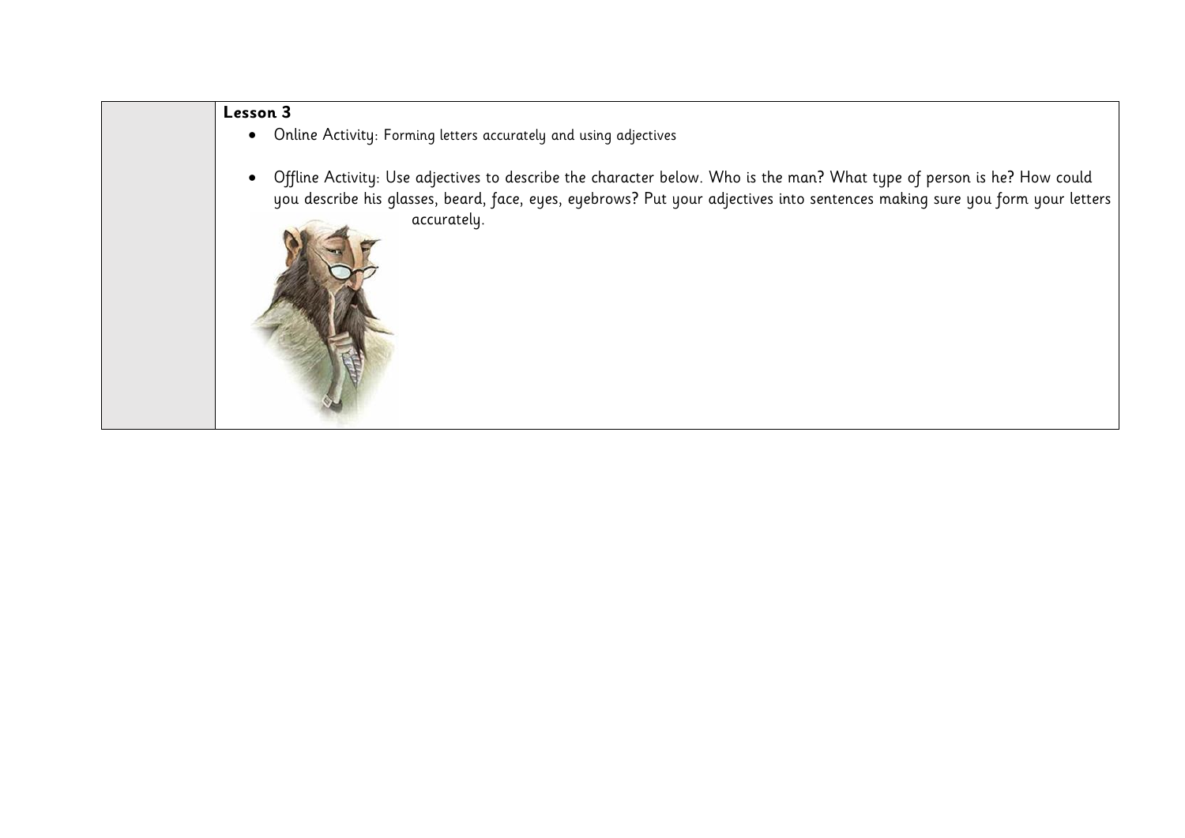| | **Lesson 3**<br>• Online Activity: Forming letters accurately and using adjectives<br>• Offline Activity: Use adjectives to describe the character below. Who is the man? What type of person is he? How could you describe his glasses, beard, face, eyes, eyebrows? Put your adjectives into sentences making sure you form your letters accurately. |
|---|---|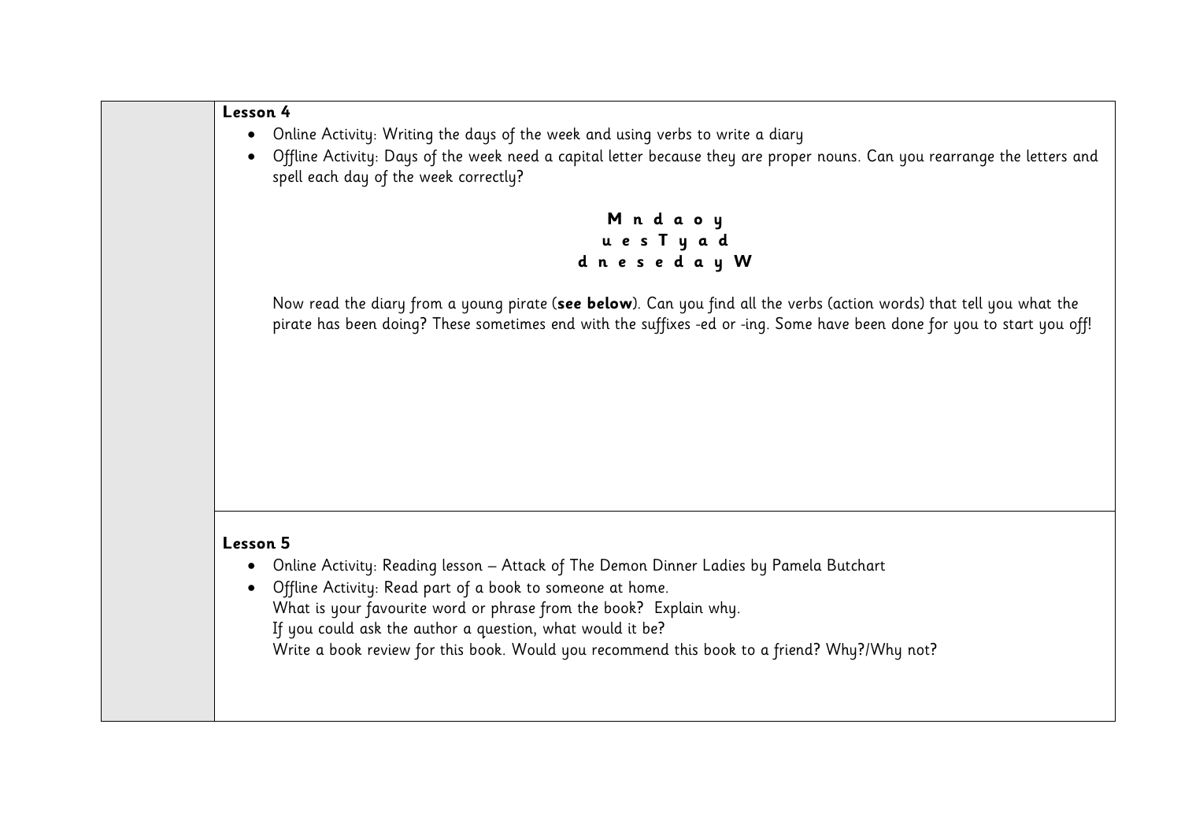**Lesson 4**

- Online Activity: Writing the days of the week and using verbs to write a diary
- Offline Activity: Days of the week need a capital letter because they are proper nouns. Can you rearrange the letters and spell each day of the week correctly?

**M n d a o y**
**u e s T y a d**
**d n e s e d a y W**

Now read the diary from a young pirate (**see below**). Can you find all the verbs (action words) that tell you what the pirate has been doing? These sometimes end with the suffixes -ed or -ing. Some have been done for you to start you off!

**Lesson 5**

- Online Activity: Reading lesson – Attack of The Demon Dinner Ladies by Pamela Butchart
- Offline Activity: Read part of a book to someone at home.
  What is your favourite word or phrase from the book? Explain why.
  If you could ask the author a question, what would it be?
  Write a book review for this book. Would you recommend this book to a friend? Why?/Why not?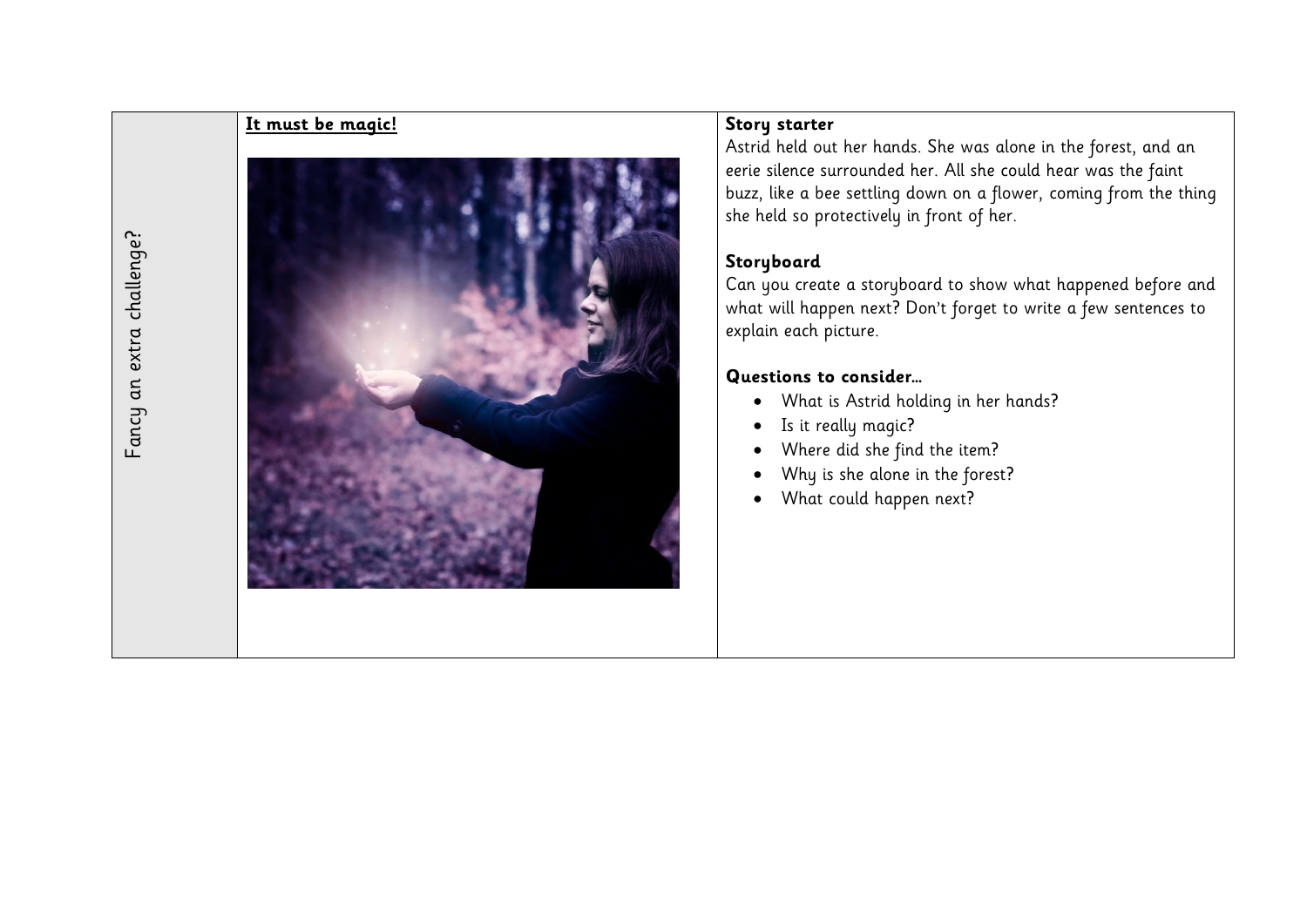Fancy an extra challenge?

**It must be magic!**

**Story starter**

Astrid held out her hands. She was alone in the forest, and an eerie silence surrounded her. All she could hear was the faint buzz, like a bee settling down on a flower, coming from the thing she held so protectively in front of her.

**Storyboard**

Can you create a storyboard to show what happened before and what will happen next? Don't forget to write a few sentences to explain each picture.

**Questions to consider…**

- What is Astrid holding in her hands?
- Is it really magic?
- Where did she find the item?
- Why is she alone in the forest?
- What could happen next?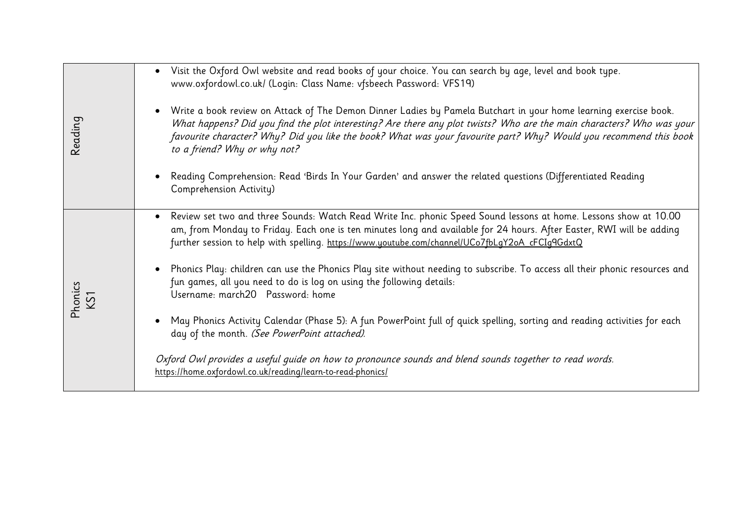| | |
|---|---|
| Reading | • Visit the Oxford Owl website and read books of your choice. You can search by age, level and book type. www.oxfordowl.co.uk/ (Login: Class Name: vfsbeech Password: VFS19)<br><br>• Write a book review on Attack of The Demon Dinner Ladies by Pamela Butchart in your home learning exercise book. *What happens? Did you find the plot interesting? Are there any plot twists? Who are the main characters? Who was your favourite character? Why? Did you like the book? What was your favourite part? Why? Would you recommend this book to a friend? Why or why not?*<br><br>• Reading Comprehension: Read 'Birds In Your Garden' and answer the related questions (Differentiated Reading Comprehension Activity) |
| Phonics KS1 | • Review set two and three Sounds: Watch Read Write Inc. phonic Speed Sound lessons at home. Lessons show at 10.00 am, from Monday to Friday. Each one is ten minutes long and available for 24 hours. After Easter, RWI will be adding further session to help with spelling. https://www.youtube.com/channel/UCo7fbLgY2oA_cFCIg9GdxtQ<br><br>• Phonics Play: children can use the Phonics Play site without needing to subscribe. To access all their phonic resources and fun games, all you need to do is log on using the following details:<br>Username: march20 Password: home<br><br>• May Phonics Activity Calendar (Phase 5): A fun PowerPoint full of quick spelling, sorting and reading activities for each day of the month. *(See PowerPoint attached).*<br><br>*Oxford Owl provides a useful guide on how to pronounce sounds and blend sounds together to read words.*<br>https://home.oxfordowl.co.uk/reading/learn-to-read-phonics/ |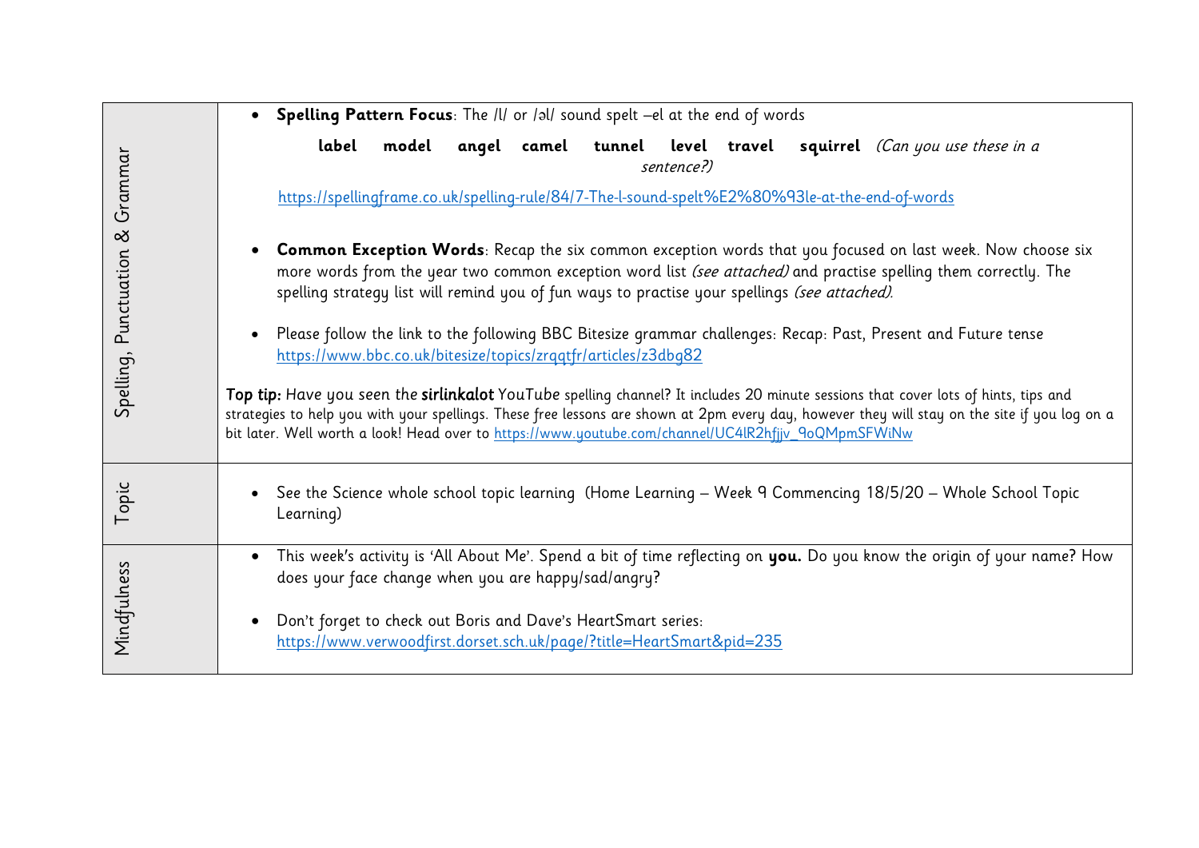| | |
|---|---|
| Spelling, Punctuation & Grammar | • **Spelling Pattern Focus**: The /l/ or /əl/ sound spelt –el at the end of words<br><br>**label model angel camel tunnel level travel squirrel** *(Can you use these in a sentence?)*<br><br>https://spellingframe.co.uk/spelling-rule/84/7-The-l-sound-spelt%E2%80%93le-at-the-end-of-words<br><br>• **Common Exception Words**: Recap the six common exception words that you focused on last week. Now choose six more words from the year two common exception word list *(see attached)* and practise spelling them correctly. The spelling strategy list will remind you of fun ways to practise your spellings *(see attached)*.<br><br>• Please follow the link to the following BBC Bitesize grammar challenges: Recap: Past, Present and Future tense https://www.bbc.co.uk/bitesize/topics/zrqqtfr/articles/z3dbg82<br><br>*Top tip:* Have you seen the **sirlinkalot** YouTube spelling channel? It includes 20 minute sessions that cover lots of hints, tips and strategies to help you with your spellings. These free lessons are shown at 2pm every day, however they will stay on the site if you log on a bit later. Well worth a look! Head over to https://www.youtube.com/channel/UC4lR2hfjjv_9oQMpmSFWiNw |
| Topic | • See the Science whole school topic learning (Home Learning – Week 9 Commencing 18/5/20 – Whole School Topic Learning) |
| Mindfulness | • This week's activity is 'All About Me'. Spend a bit of time reflecting on **you.** Do you know the origin of your name? How does your face change when you are happy/sad/angry?<br><br>• Don't forget to check out Boris and Dave's HeartSmart series: https://www.verwoodfirst.dorset.sch.uk/page/?title=HeartSmart&pid=235 |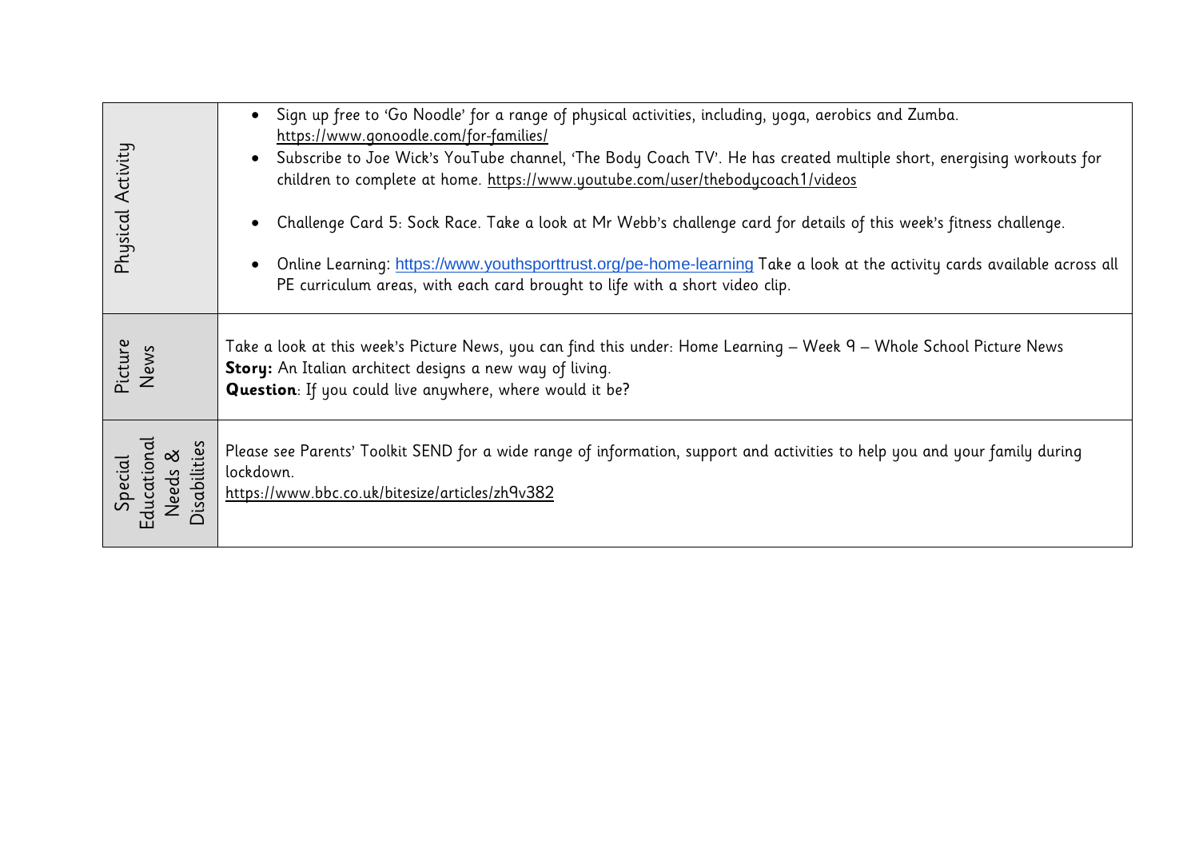| | |
|---|---|
| Physical Activity | • Sign up free to 'Go Noodle' for a range of physical activities, including, yoga, aerobics and Zumba. https://www.gonoodle.com/for-families/<br>• Subscribe to Joe Wick's YouTube channel, 'The Body Coach TV'. He has created multiple short, energising workouts for children to complete at home. https://www.youtube.com/user/thebodycoach1/videos<br>• Challenge Card 5: Sock Race. Take a look at Mr Webb's challenge card for details of this week's fitness challenge.<br>• Online Learning: https://www.youthsporttrust.org/pe-home-learning Take a look at the activity cards available across all PE curriculum areas, with each card brought to life with a short video clip. |
| Picture News | Take a look at this week's Picture News, you can find this under: Home Learning – Week 9 – Whole School Picture News<br>**Story:** An Italian architect designs a new way of living.<br>**Question**: If you could live anywhere, where would it be? |
| Special Educational Needs & Disabilities | Please see Parents' Toolkit SEND for a wide range of information, support and activities to help you and your family during lockdown.<br>https://www.bbc.co.uk/bitesize/articles/zh9v382 |